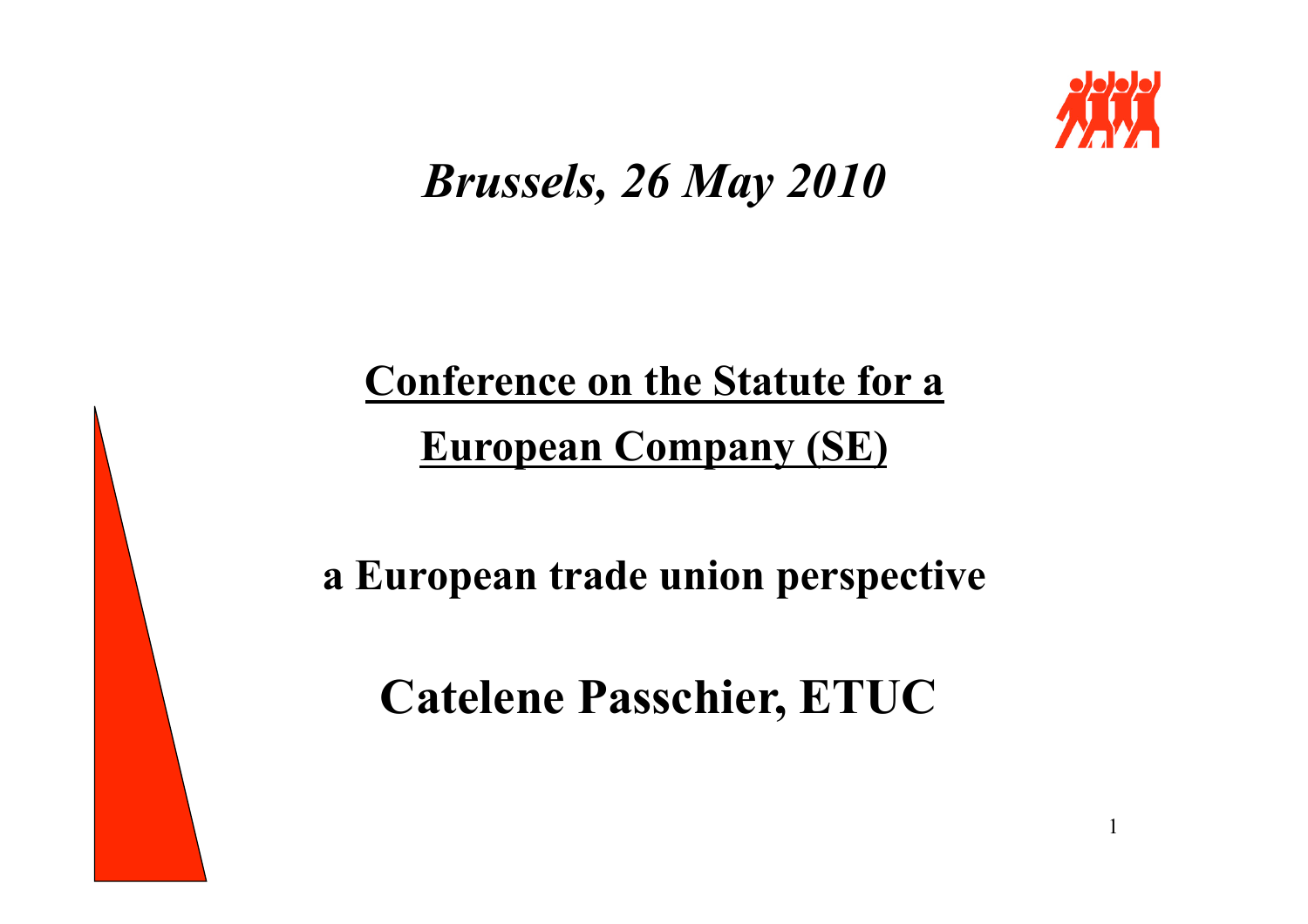*Brussels, 26 May 2010*

# Conference on the Statute for a European Company (SE)

## a European trade union perspective

## Catelene Passchier, ETUC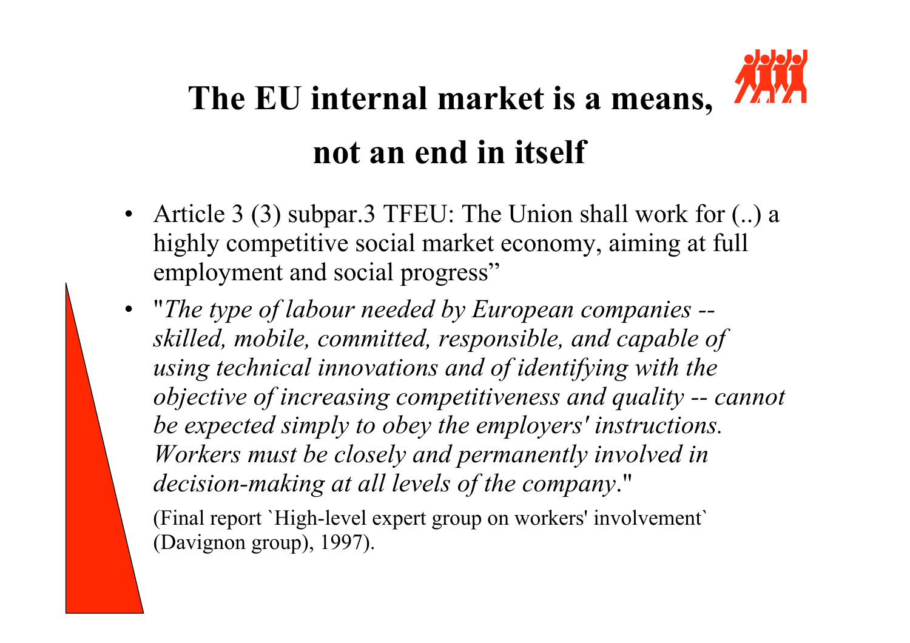# The EU internal market is a means, not an end in itself

- Article 3 (3) subpar.3 TFEU: The Union shall work for (..) a highly competitive social market economy, aiming at full employment and social progress"
- "*The type of labour needed by European companies -- skilled, mobile, committed, responsible, and capable of using technical innovations and of identifying with the objective of increasing competitiveness and quality -- cannot be expected simply to obey the employers' instructions. Workers must be closely and permanently involved in decision-making at all levels of the company*."

  (Final report `High-level expert group on workers' involvement` (Davignon group), 1997).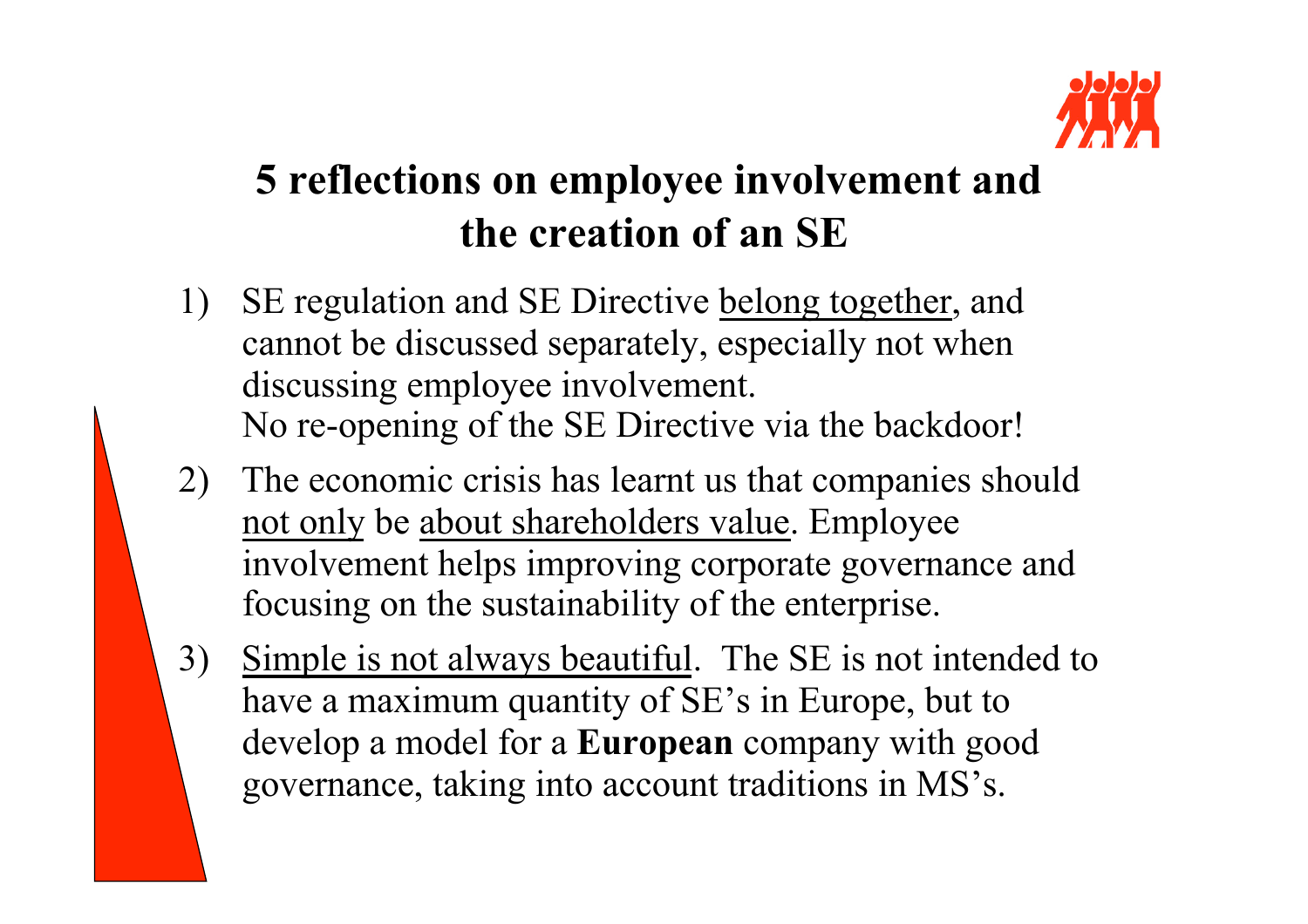# 5 reflections on employee involvement and the creation of an SE

1) SE regulation and SE Directive <u>belong together</u>, and cannot be discussed separately, especially not when discussing employee involvement.
   No re-opening of the SE Directive via the backdoor!

2) The economic crisis has learnt us that companies should <u>not only</u> be <u>about shareholders value</u>. Employee involvement helps improving corporate governance and focusing on the sustainability of the enterprise.

3) <u>Simple is not always beautiful</u>. The SE is not intended to have a maximum quantity of SE's in Europe, but to develop a model for a **European** company with good governance, taking into account traditions in MS's.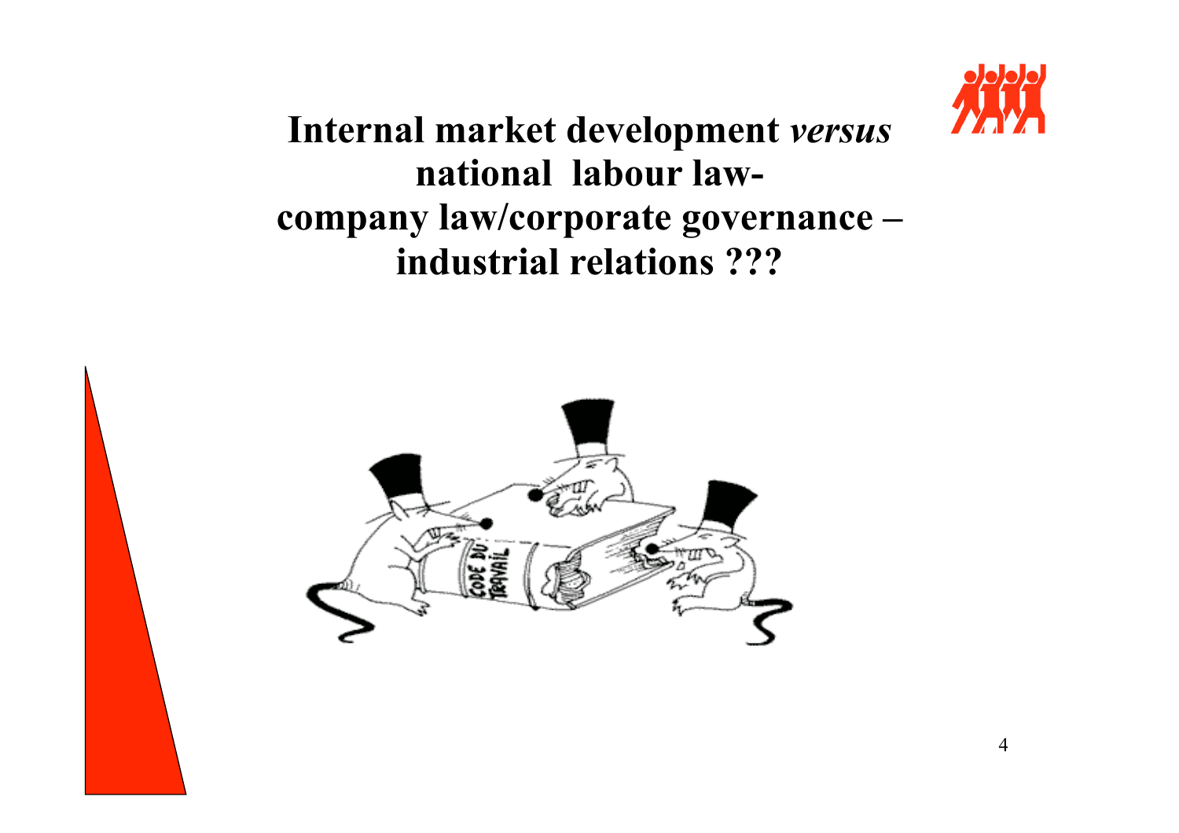# Internal market development *versus* national labour law- company law/corporate governance – industrial relations ???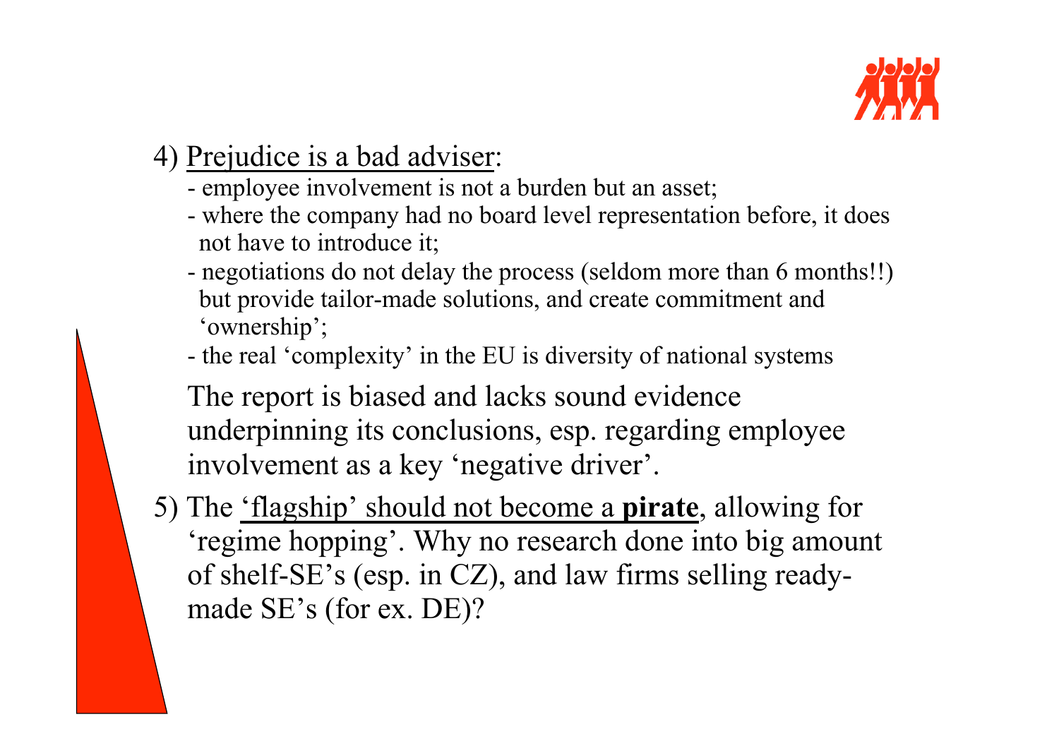4) Prejudice is a bad adviser:

- employee involvement is not a burden but an asset;
- where the company had no board level representation before, it does not have to introduce it;
- negotiations do not delay the process (seldom more than 6 months!!) but provide tailor-made solutions, and create commitment and 'ownership';
- the real 'complexity' in the EU is diversity of national systems

The report is biased and lacks sound evidence underpinning its conclusions, esp. regarding employee involvement as a key 'negative driver'.

5) The 'flagship' should not become a **pirate**, allowing for 'regime hopping'. Why no research done into big amount of shelf-SE's (esp. in CZ), and law firms selling ready-made SE's (for ex. DE)?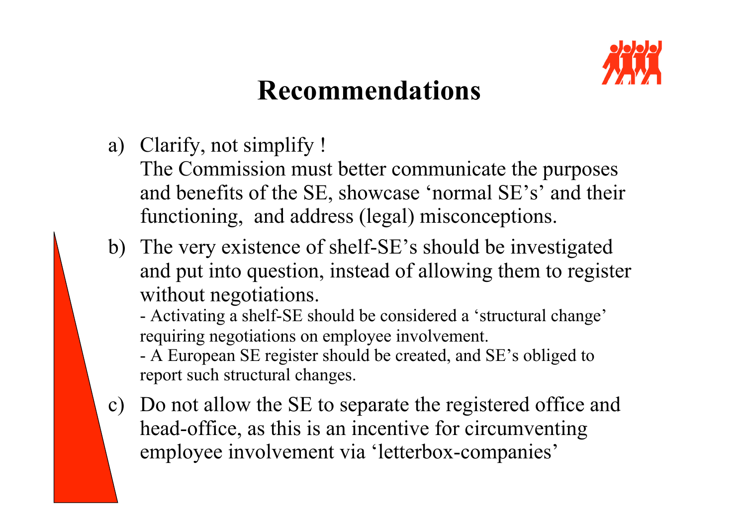# Recommendations

a) Clarify, not simplify !
   The Commission must better communicate the purposes and benefits of the SE, showcase 'normal SE's' and their functioning,  and address (legal) misconceptions.

b) The very existence of shelf-SE's should be investigated and put into question, instead of allowing them to register without negotiations.
   - Activating a shelf-SE should be considered a 'structural change' requiring negotiations on employee involvement.
   - A European SE register should be created, and SE's obliged to report such structural changes.

c) Do not allow the SE to separate the registered office and head-office, as this is an incentive for circumventing employee involvement via 'letterbox-companies'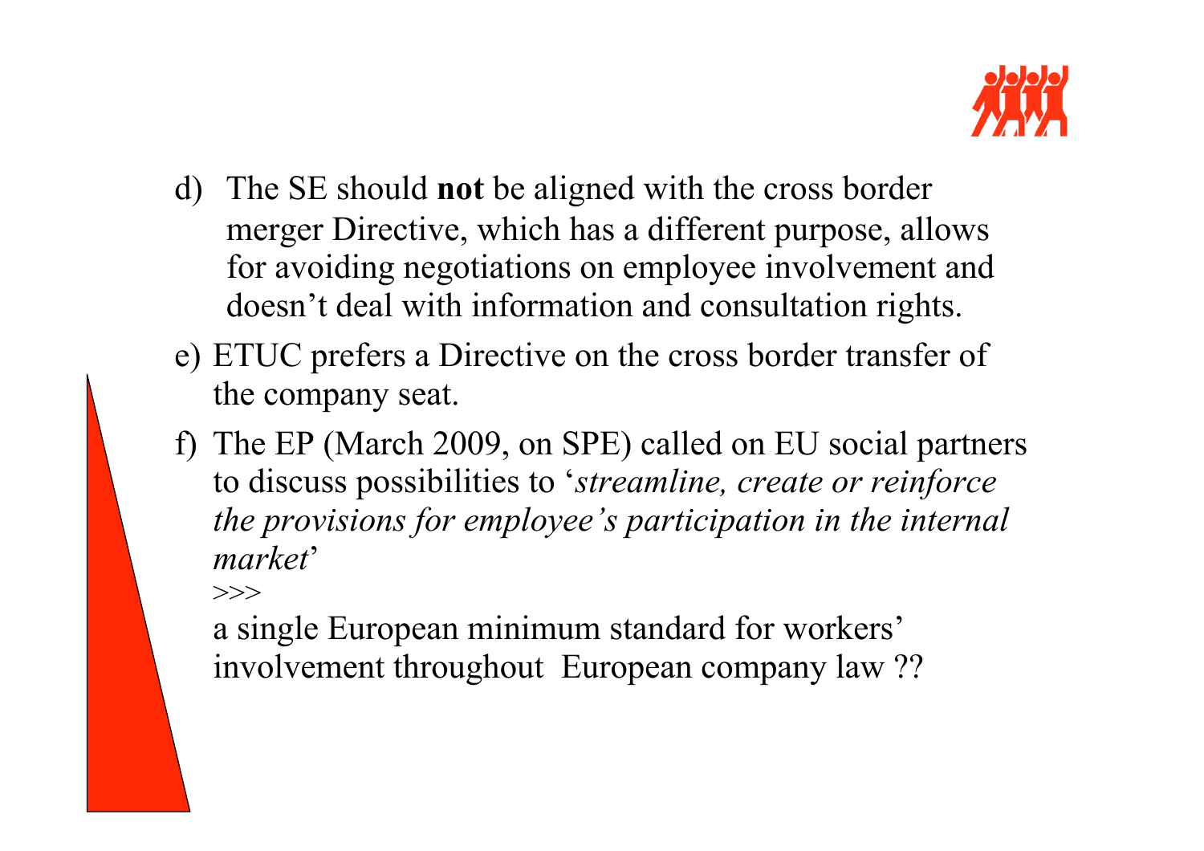d) The SE should **not** be aligned with the cross border merger Directive, which has a different purpose, allows for avoiding negotiations on employee involvement and doesn't deal with information and consultation rights.

e) ETUC prefers a Directive on the cross border transfer of the company seat.

f) The EP (March 2009, on SPE) called on EU social partners to discuss possibilities to '*streamline, create or reinforce the provisions for employee's participation in the internal market*'

   >>>

   a single European minimum standard for workers' involvement throughout European company law ??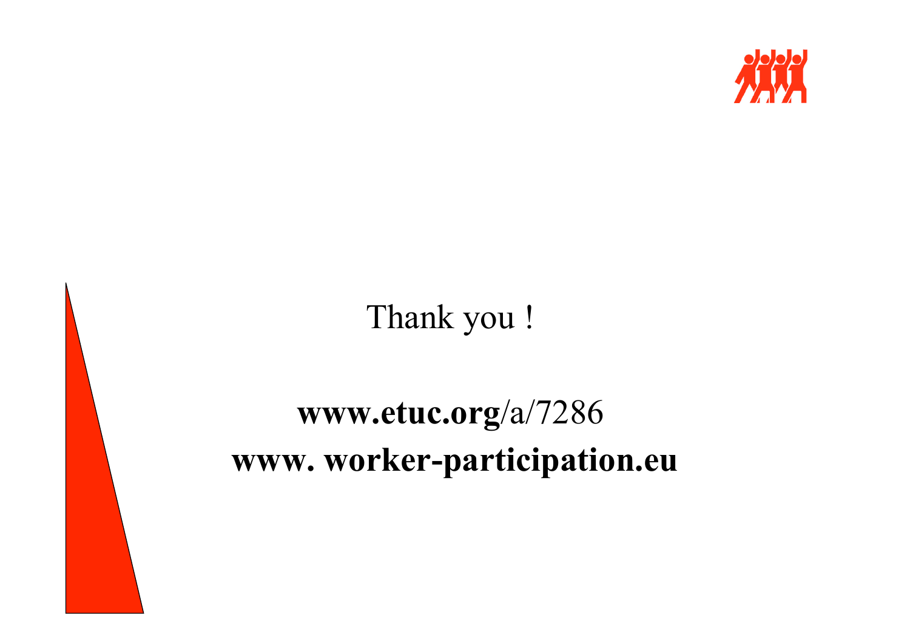Thank you !

**www.etuc.org**/a/7286

**www. worker-participation.eu**